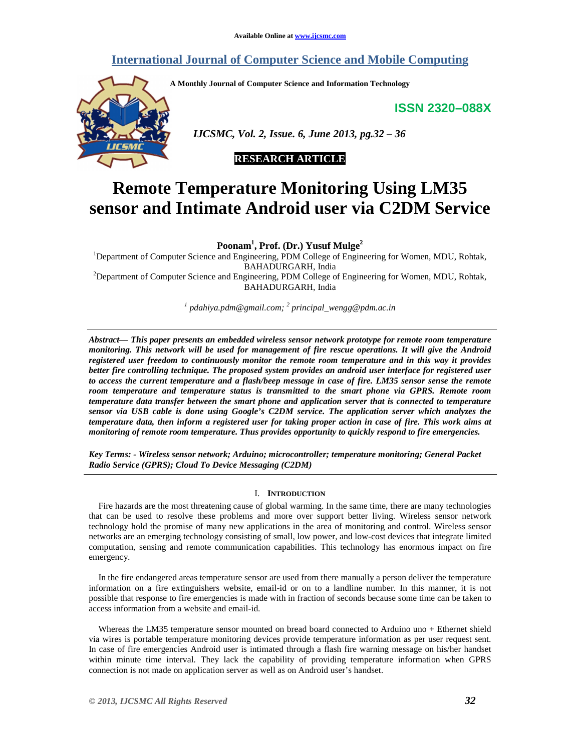Available Online at www.ijcsmc.com

# International Journal of Computer Science and Mobile Computing

A Monthly Journal of Computer Science and Information Technology

ISSN 2320–088X

*IJCSMC, Vol. 2, Issue. 6, June 2013, pg.32 – 36*

**RESEARCH ARTICLE**

# Remote Temperature Monitoring Using LM35 sensor and Intimate Android user via C2DM Service

**Poonam[1], Prof. (Dr.) Yusuf Mulge[2]**

[1]Department of Computer Science and Engineering, PDM College of Engineering for Women, MDU, Rohtak, BAHADURGARH, India

[2]Department of Computer Science and Engineering, PDM College of Engineering for Women, MDU, Rohtak, BAHADURGARH, India

*[1] pdahiya.pdm@gmail.com; [2] principal_wengg@pdm.ac.in*

***Abstract— This paper presents an embedded wireless sensor network prototype for remote room temperature monitoring. This network will be used for management of fire rescue operations. It will give the Android registered user freedom to continuously monitor the remote room temperature and in this way it provides better fire controlling technique. The proposed system provides an android user interface for registered user to access the current temperature and a flash/beep message in case of fire. LM35 sensor sense the remote room temperature and temperature status is transmitted to the smart phone via GPRS. Remote room temperature data transfer between the smart phone and application server that is connected to temperature sensor via USB cable is done using Google's C2DM service. The application server which analyzes the temperature data, then inform a registered user for taking proper action in case of fire. This work aims at monitoring of remote room temperature. Thus provides opportunity to quickly respond to fire emergencies.***

***Key Terms: - Wireless sensor network; Arduino; microcontroller; temperature monitoring; General Packet Radio Service (GPRS); Cloud To Device Messaging (C2DM)***

## I. Introduction

Fire hazards are the most threatening cause of global warming. In the same time, there are many technologies that can be used to resolve these problems and more over support better living. Wireless sensor network technology hold the promise of many new applications in the area of monitoring and control. Wireless sensor networks are an emerging technology consisting of small, low power, and low-cost devices that integrate limited computation, sensing and remote communication capabilities. This technology has enormous impact on fire emergency.

In the fire endangered areas temperature sensor are used from there manually a person deliver the temperature information on a fire extinguishers website, email-id or on to a landline number. In this manner, it is not possible that response to fire emergencies is made with in fraction of seconds because some time can be taken to access information from a website and email-id.

Whereas the LM35 temperature sensor mounted on bread board connected to Arduino uno + Ethernet shield via wires is portable temperature monitoring devices provide temperature information as per user request sent. In case of fire emergencies Android user is intimated through a flash fire warning message on his/her handset within minute time interval. They lack the capability of providing temperature information when GPRS connection is not made on application server as well as on Android user's handset.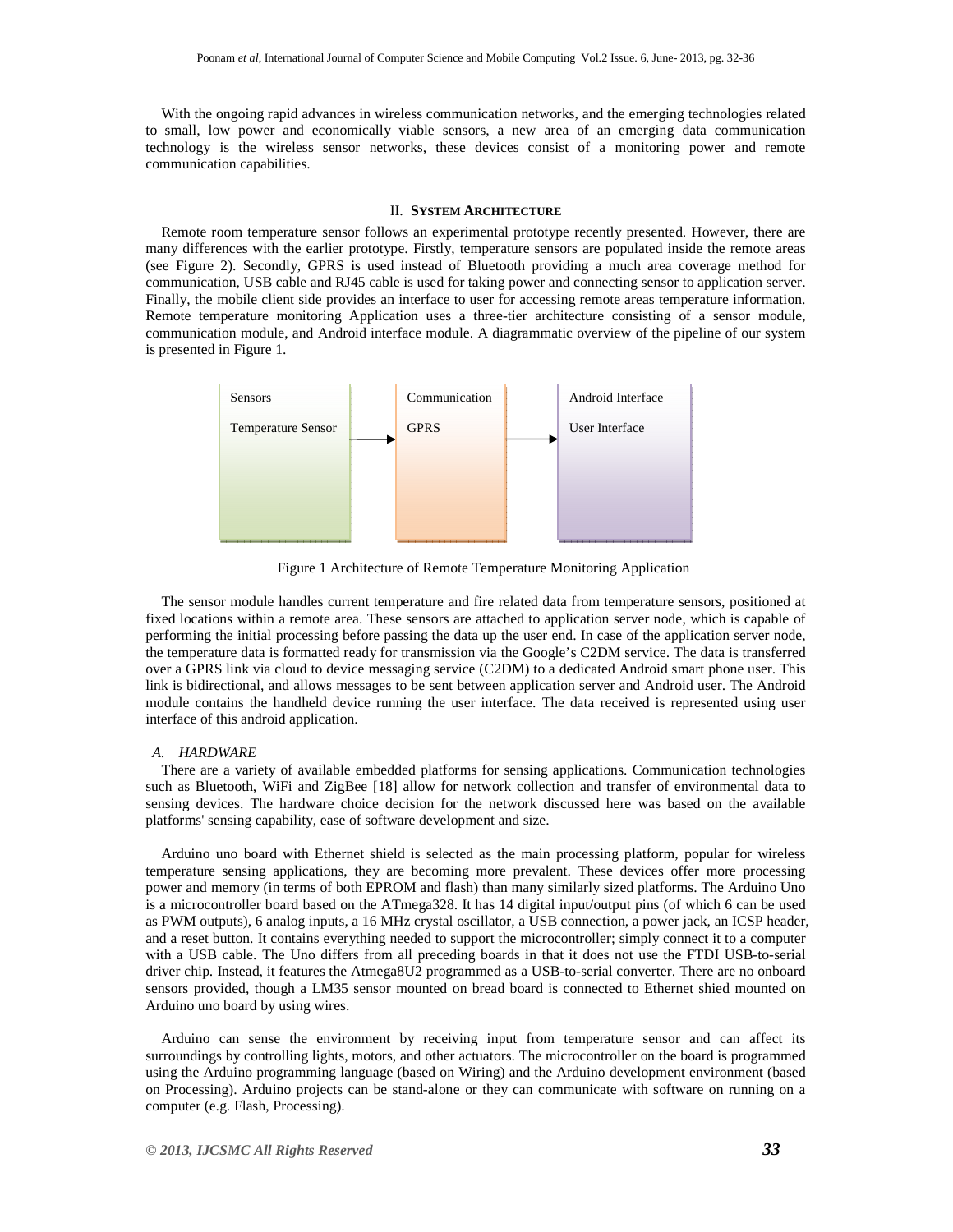With the ongoing rapid advances in wireless communication networks, and the emerging technologies related to small, low power and economically viable sensors, a new area of an emerging data communication technology is the wireless sensor networks, these devices consist of a monitoring power and remote communication capabilities.

## II. SYSTEM ARCHITECTURE

Remote room temperature sensor follows an experimental prototype recently presented. However, there are many differences with the earlier prototype. Firstly, temperature sensors are populated inside the remote areas (see Figure 2). Secondly, GPRS is used instead of Bluetooth providing a much area coverage method for communication, USB cable and RJ45 cable is used for taking power and connecting sensor to application server. Finally, the mobile client side provides an interface to user for accessing remote areas temperature information. Remote temperature monitoring Application uses a three-tier architecture consisting of a sensor module, communication module, and Android interface module. A diagrammatic overview of the pipeline of our system is presented in Figure 1.

Sensors → Communication → Android Interface

Temperature Sensor → GPRS → User Interface

Figure 1 Architecture of Remote Temperature Monitoring Application

The sensor module handles current temperature and fire related data from temperature sensors, positioned at fixed locations within a remote area. These sensors are attached to application server node, which is capable of performing the initial processing before passing the data up the user end. In case of the application server node, the temperature data is formatted ready for transmission via the Google's C2DM service. The data is transferred over a GPRS link via cloud to device messaging service (C2DM) to a dedicated Android smart phone user. This link is bidirectional, and allows messages to be sent between application server and Android user. The Android module contains the handheld device running the user interface. The data received is represented using user interface of this android application.

### A. HARDWARE

There are a variety of available embedded platforms for sensing applications. Communication technologies such as Bluetooth, WiFi and ZigBee [18] allow for network collection and transfer of environmental data to sensing devices. The hardware choice decision for the network discussed here was based on the available platforms' sensing capability, ease of software development and size.

Arduino uno board with Ethernet shield is selected as the main processing platform, popular for wireless temperature sensing applications, they are becoming more prevalent. These devices offer more processing power and memory (in terms of both EPROM and flash) than many similarly sized platforms. The Arduino Uno is a microcontroller board based on the ATmega328. It has 14 digital input/output pins (of which 6 can be used as PWM outputs), 6 analog inputs, a 16 MHz crystal oscillator, a USB connection, a power jack, an ICSP header, and a reset button. It contains everything needed to support the microcontroller; simply connect it to a computer with a USB cable. The Uno differs from all preceding boards in that it does not use the FTDI USB-to-serial driver chip. Instead, it features the Atmega8U2 programmed as a USB-to-serial converter. There are no onboard sensors provided, though a LM35 sensor mounted on bread board is connected to Ethernet shied mounted on Arduino uno board by using wires.

Arduino can sense the environment by receiving input from temperature sensor and can affect its surroundings by controlling lights, motors, and other actuators. The microcontroller on the board is programmed using the Arduino programming language (based on Wiring) and the Arduino development environment (based on Processing). Arduino projects can be stand-alone or they can communicate with software on running on a computer (e.g. Flash, Processing).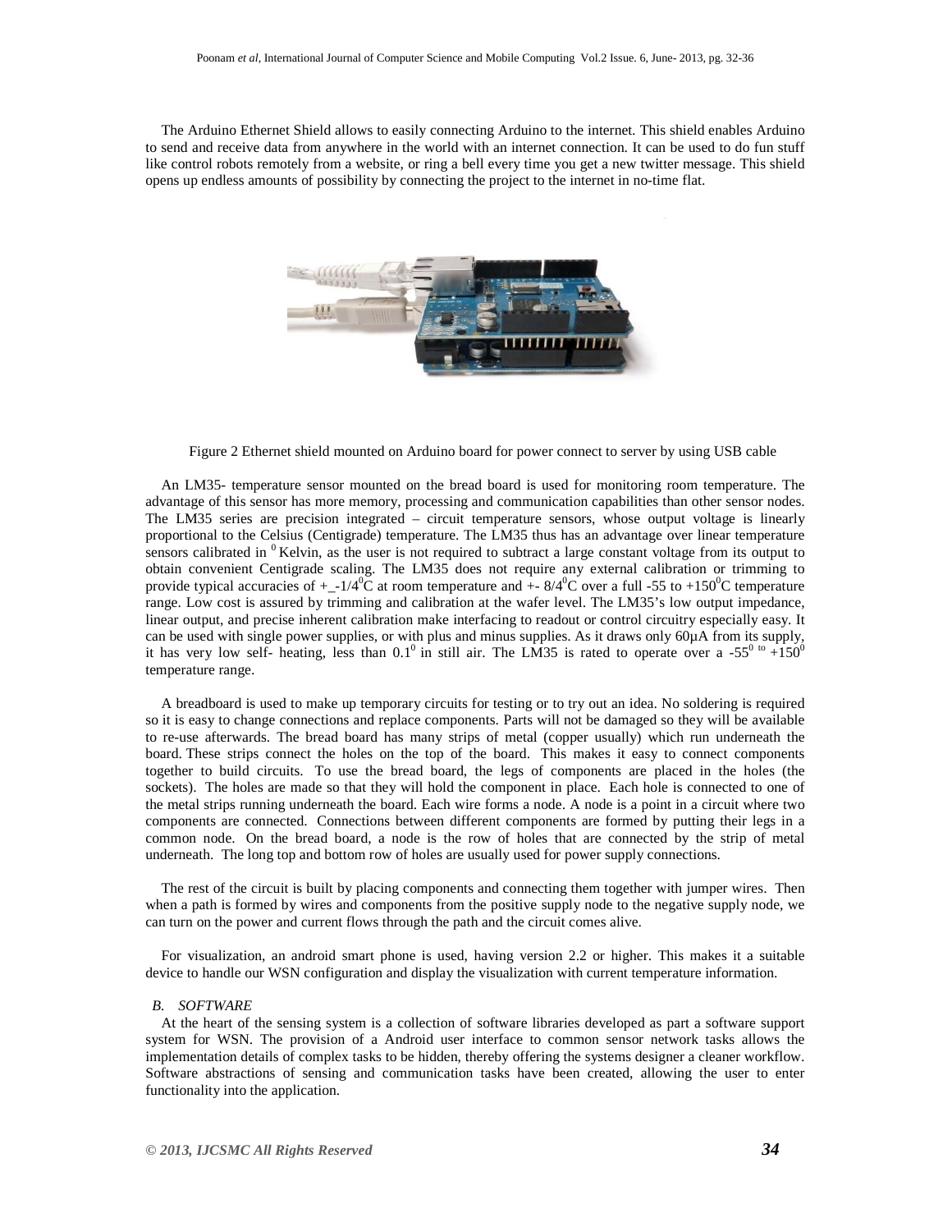The Arduino Ethernet Shield allows to easily connecting Arduino to the internet. This shield enables Arduino to send and receive data from anywhere in the world with an internet connection. It can be used to do fun stuff like control robots remotely from a website, or ring a bell every time you get a new twitter message. This shield opens up endless amounts of possibility by connecting the project to the internet in no-time flat.

Figure 2 Ethernet shield mounted on Arduino board for power connect to server by using USB cable

An LM35- temperature sensor mounted on the bread board is used for monitoring room temperature. The advantage of this sensor has more memory, processing and communication capabilities than other sensor nodes. The LM35 series are precision integrated – circuit temperature sensors, whose output voltage is linearly proportional to the Celsius (Centigrade) temperature. The LM35 thus has an advantage over linear temperature sensors calibrated in $^{0}$Kelvin, as the user is not required to subtract a large constant voltage from its output to obtain convenient Centigrade scaling. The LM35 does not require any external calibration or trimming to provide typical accuracies of +_-1/4$^{0}$C at room temperature and +- 8/4$^{0}$C over a full -55 to +150$^{0}$C temperature range. Low cost is assured by trimming and calibration at the wafer level. The LM35's low output impedance, linear output, and precise inherent calibration make interfacing to readout or control circuitry especially easy. It can be used with single power supplies, or with plus and minus supplies. As it draws only 60µA from its supply, it has very low self- heating, less than 0.1$^{0}$ in still air. The LM35 is rated to operate over a -55$^{0\ to}$ +150$^{0}$ temperature range.

A breadboard is used to make up temporary circuits for testing or to try out an idea. No soldering is required so it is easy to change connections and replace components. Parts will not be damaged so they will be available to re-use afterwards. The bread board has many strips of metal (copper usually) which run underneath the board. These strips connect the holes on the top of the board. This makes it easy to connect components together to build circuits. To use the bread board, the legs of components are placed in the holes (the sockets). The holes are made so that they will hold the component in place. Each hole is connected to one of the metal strips running underneath the board. Each wire forms a node. A node is a point in a circuit where two components are connected. Connections between different components are formed by putting their legs in a common node. On the bread board, a node is the row of holes that are connected by the strip of metal underneath. The long top and bottom row of holes are usually used for power supply connections.

The rest of the circuit is built by placing components and connecting them together with jumper wires. Then when a path is formed by wires and components from the positive supply node to the negative supply node, we can turn on the power and current flows through the path and the circuit comes alive.

For visualization, an android smart phone is used, having version 2.2 or higher. This makes it a suitable device to handle our WSN configuration and display the visualization with current temperature information.

### *B. SOFTWARE*

At the heart of the sensing system is a collection of software libraries developed as part a software support system for WSN. The provision of a Android user interface to common sensor network tasks allows the implementation details of complex tasks to be hidden, thereby offering the systems designer a cleaner workflow. Software abstractions of sensing and communication tasks have been created, allowing the user to enter functionality into the application.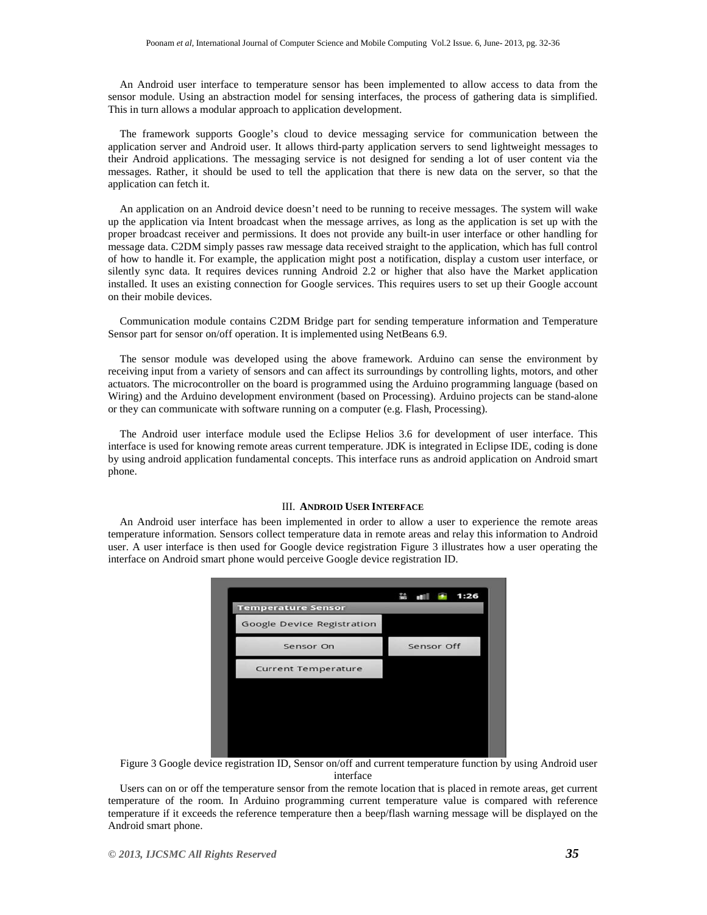An Android user interface to temperature sensor has been implemented to allow access to data from the sensor module. Using an abstraction model for sensing interfaces, the process of gathering data is simplified. This in turn allows a modular approach to application development.

The framework supports Google's cloud to device messaging service for communication between the application server and Android user. It allows third-party application servers to send lightweight messages to their Android applications. The messaging service is not designed for sending a lot of user content via the messages. Rather, it should be used to tell the application that there is new data on the server, so that the application can fetch it.

An application on an Android device doesn't need to be running to receive messages. The system will wake up the application via Intent broadcast when the message arrives, as long as the application is set up with the proper broadcast receiver and permissions. It does not provide any built-in user interface or other handling for message data. C2DM simply passes raw message data received straight to the application, which has full control of how to handle it. For example, the application might post a notification, display a custom user interface, or silently sync data. It requires devices running Android 2.2 or higher that also have the Market application installed. It uses an existing connection for Google services. This requires users to set up their Google account on their mobile devices.

Communication module contains C2DM Bridge part for sending temperature information and Temperature Sensor part for sensor on/off operation. It is implemented using NetBeans 6.9.

The sensor module was developed using the above framework. Arduino can sense the environment by receiving input from a variety of sensors and can affect its surroundings by controlling lights, motors, and other actuators. The microcontroller on the board is programmed using the Arduino programming language (based on Wiring) and the Arduino development environment (based on Processing). Arduino projects can be stand-alone or they can communicate with software running on a computer (e.g. Flash, Processing).

The Android user interface module used the Eclipse Helios 3.6 for development of user interface. This interface is used for knowing remote areas current temperature. JDK is integrated in Eclipse IDE, coding is done by using android application fundamental concepts. This interface runs as android application on Android smart phone.

## III. ANDROID USER INTERFACE

An Android user interface has been implemented in order to allow a user to experience the remote areas temperature information. Sensors collect temperature data in remote areas and relay this information to Android user. A user interface is then used for Google device registration Figure 3 illustrates how a user operating the interface on Android smart phone would perceive Google device registration ID.

Figure 3 Google device registration ID, Sensor on/off and current temperature function by using Android user interface

Users can on or off the temperature sensor from the remote location that is placed in remote areas, get current temperature of the room. In Arduino programming current temperature value is compared with reference temperature if it exceeds the reference temperature then a beep/flash warning message will be displayed on the Android smart phone.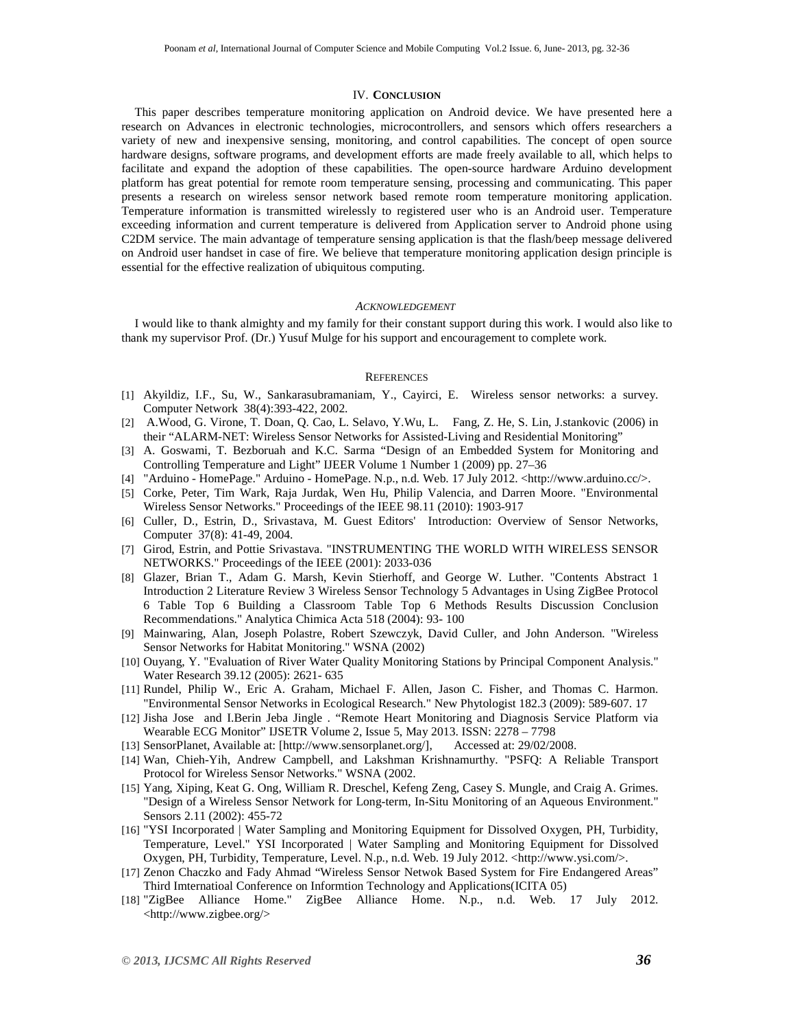## IV. CONCLUSION

This paper describes temperature monitoring application on Android device. We have presented here a research on Advances in electronic technologies, microcontrollers, and sensors which offers researchers a variety of new and inexpensive sensing, monitoring, and control capabilities. The concept of open source hardware designs, software programs, and development efforts are made freely available to all, which helps to facilitate and expand the adoption of these capabilities. The open-source hardware Arduino development platform has great potential for remote room temperature sensing, processing and communicating. This paper presents a research on wireless sensor network based remote room temperature monitoring application. Temperature information is transmitted wirelessly to registered user who is an Android user. Temperature exceeding information and current temperature is delivered from Application server to Android phone using C2DM service. The main advantage of temperature sensing application is that the flash/beep message delivered on Android user handset in case of fire. We believe that temperature monitoring application design principle is essential for the effective realization of ubiquitous computing.

## *ACKNOWLEDGEMENT*

I would like to thank almighty and my family for their constant support during this work. I would also like to thank my supervisor Prof. (Dr.) Yusuf Mulge for his support and encouragement to complete work.

## REFERENCES

[1] Akyildiz, I.F., Su, W., Sankarasubramaniam, Y., Cayirci, E. Wireless sensor networks: a survey. Computer Network 38(4):393-422, 2002.

[2] A.Wood, G. Virone, T. Doan, Q. Cao, L. Selavo, Y.Wu, L. Fang, Z. He, S. Lin, J.stankovic (2006) in their "ALARM-NET: Wireless Sensor Networks for Assisted-Living and Residential Monitoring"

[3] A. Goswami, T. Bezboruah and K.C. Sarma "Design of an Embedded System for Monitoring and Controlling Temperature and Light" IJEER Volume 1 Number 1 (2009) pp. 27–36

[4] "Arduino - HomePage." Arduino - HomePage. N.p., n.d. Web. 17 July 2012. <http://www.arduino.cc/>.

[5] Corke, Peter, Tim Wark, Raja Jurdak, Wen Hu, Philip Valencia, and Darren Moore. "Environmental Wireless Sensor Networks." Proceedings of the IEEE 98.11 (2010): 1903-917

[6] Culler, D., Estrin, D., Srivastava, M. Guest Editors' Introduction: Overview of Sensor Networks, Computer 37(8): 41-49, 2004.

[7] Girod, Estrin, and Pottie Srivastava. "INSTRUMENTING THE WORLD WITH WIRELESS SENSOR NETWORKS." Proceedings of the IEEE (2001): 2033-036

[8] Glazer, Brian T., Adam G. Marsh, Kevin Stierhoff, and George W. Luther. "Contents Abstract 1 Introduction 2 Literature Review 3 Wireless Sensor Technology 5 Advantages in Using ZigBee Protocol 6 Table Top 6 Building a Classroom Table Top 6 Methods Results Discussion Conclusion Recommendations." Analytica Chimica Acta 518 (2004): 93- 100

[9] Mainwaring, Alan, Joseph Polastre, Robert Szewczyk, David Culler, and John Anderson. "Wireless Sensor Networks for Habitat Monitoring." WSNA (2002)

[10] Ouyang, Y. "Evaluation of River Water Quality Monitoring Stations by Principal Component Analysis." Water Research 39.12 (2005): 2621- 635

[11] Rundel, Philip W., Eric A. Graham, Michael F. Allen, Jason C. Fisher, and Thomas C. Harmon. "Environmental Sensor Networks in Ecological Research." New Phytologist 182.3 (2009): 589-607. 17

[12] Jisha Jose and I.Berin Jeba Jingle . "Remote Heart Monitoring and Diagnosis Service Platform via Wearable ECG Monitor" IJSETR Volume 2, Issue 5, May 2013. ISSN: 2278 – 7798

[13] SensorPlanet, Available at: [http://www.sensorplanet.org/], Accessed at: 29/02/2008.

[14] Wan, Chieh-Yih, Andrew Campbell, and Lakshman Krishnamurthy. "PSFQ: A Reliable Transport Protocol for Wireless Sensor Networks." WSNA (2002.

[15] Yang, Xiping, Keat G. Ong, William R. Dreschel, Kefeng Zeng, Casey S. Mungle, and Craig A. Grimes. "Design of a Wireless Sensor Network for Long-term, In-Situ Monitoring of an Aqueous Environment." Sensors 2.11 (2002): 455-72

[16] "YSI Incorporated | Water Sampling and Monitoring Equipment for Dissolved Oxygen, PH, Turbidity, Temperature, Level." YSI Incorporated | Water Sampling and Monitoring Equipment for Dissolved Oxygen, PH, Turbidity, Temperature, Level. N.p., n.d. Web. 19 July 2012. <http://www.ysi.com/>.

[17] Zenon Chaczko and Fady Ahmad "Wireless Sensor Netwok Based System for Fire Endangered Areas" Third Imternatioal Conference on Informtion Technology and Applications(ICITA 05)

[18] "ZigBee Alliance Home." ZigBee Alliance Home. N.p., n.d. Web. 17 July 2012. <http://www.zigbee.org/>